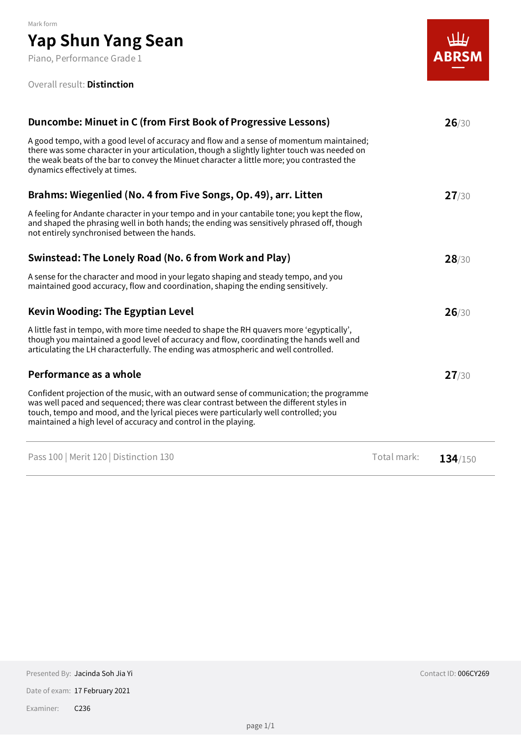Mark form

# Yap Shun Yang Sean

Piano, Performance Grade 1

Overall result: **Distinction**

ABRSM

## Duncombe: Minuet in C (from First Book of Progressive Lessons)

**26**/30

A good tempo, with a good level of accuracy and flow and a sense of momentum maintained; there was some character in your articulation, though a slightly lighter touch was needed on the weak beats of the bar to convey the Minuet character a little more; you contrasted the dynamics effectively at times.

## Brahms: Wiegenlied (No. 4 from Five Songs, Op. 49), arr. Litten

**27**/30

A feeling for Andante character in your tempo and in your cantabile tone; you kept the flow, and shaped the phrasing well in both hands; the ending was sensitively phrased off, though not entirely synchronised between the hands.

## Swinstead: The Lonely Road (No. 6 from Work and Play)

**28**/30

A sense for the character and mood in your legato shaping and steady tempo, and you maintained good accuracy, flow and coordination, shaping the ending sensitively.

## Kevin Wooding: The Egyptian Level

**26**/30

A little fast in tempo, with more time needed to shape the RH quavers more 'egyptically', though you maintained a good level of accuracy and flow, coordinating the hands well and articulating the LH characterfully. The ending was atmospheric and well controlled.

## Performance as a whole

**27**/30

Confident projection of the music, with an outward sense of communication; the programme was well paced and sequenced; there was clear contrast between the different styles in touch, tempo and mood, and the lyrical pieces were particularly well controlled; you maintained a high level of accuracy and control in the playing.

---

Pass 100 | Merit 120 | Distinction 130 — Total mark: **134**/150

---

Presented By: Jacinda Soh Jia Yi

Date of exam: 17 February 2021

Examiner: C236

Contact ID: 006CY269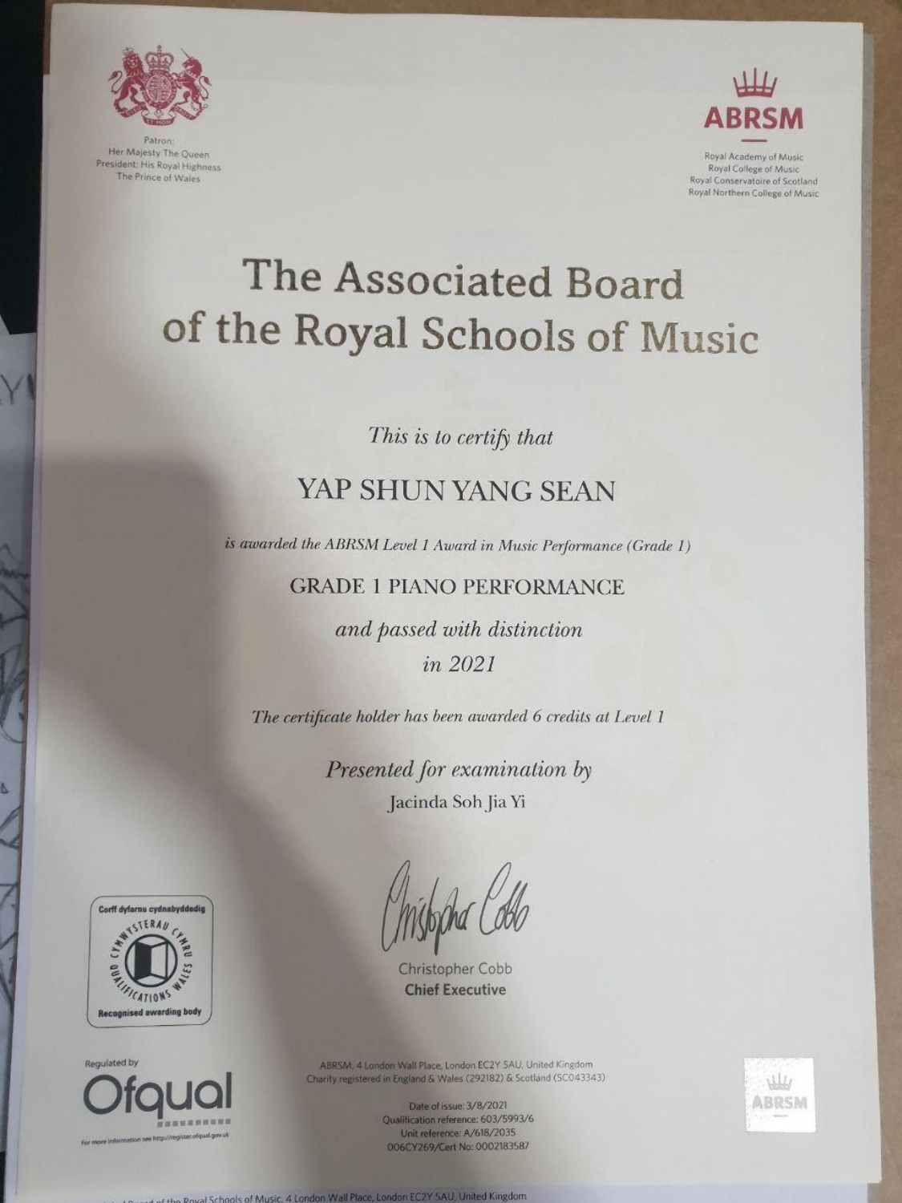Patron:
Her Majesty The Queen
President: His Royal Highness
The Prince of Wales

**ABRSM**

Royal Academy of Music
Royal College of Music
Royal Conservatoire of Scotland
Royal Northern College of Music

# The Associated Board of the Royal Schools of Music

*This is to certify that*

YAP SHUN YANG SEAN

*is awarded the ABRSM Level 1 Award in Music Performance (Grade 1)*

GRADE 1 PIANO PERFORMANCE

*and passed with distinction*

*in 2021*

*The certificate holder has been awarded 6 credits at Level 1*

*Presented for examination by*

Jacinda Soh Jia Yi

Christopher Cobb
**Chief Executive**

Corff dyfarnu cydnabyddedig
CYMWYSTERAU CYMRU QUALIFICATIONS WALES
Recognised awarding body

Regulated by
Ofqual
For more information see http://register.ofqual.gov.uk

ABRSM, 4 London Wall Place, London EC2Y 5AU, United Kingdom
Charity registered in England & Wales (292182) & Scotland (SC043343)

Date of issue: 3/8/2021
Qualification reference: 603/5993/6
Unit reference: A/618/2035
006CY269/Cert No: 0002183587

ABRSM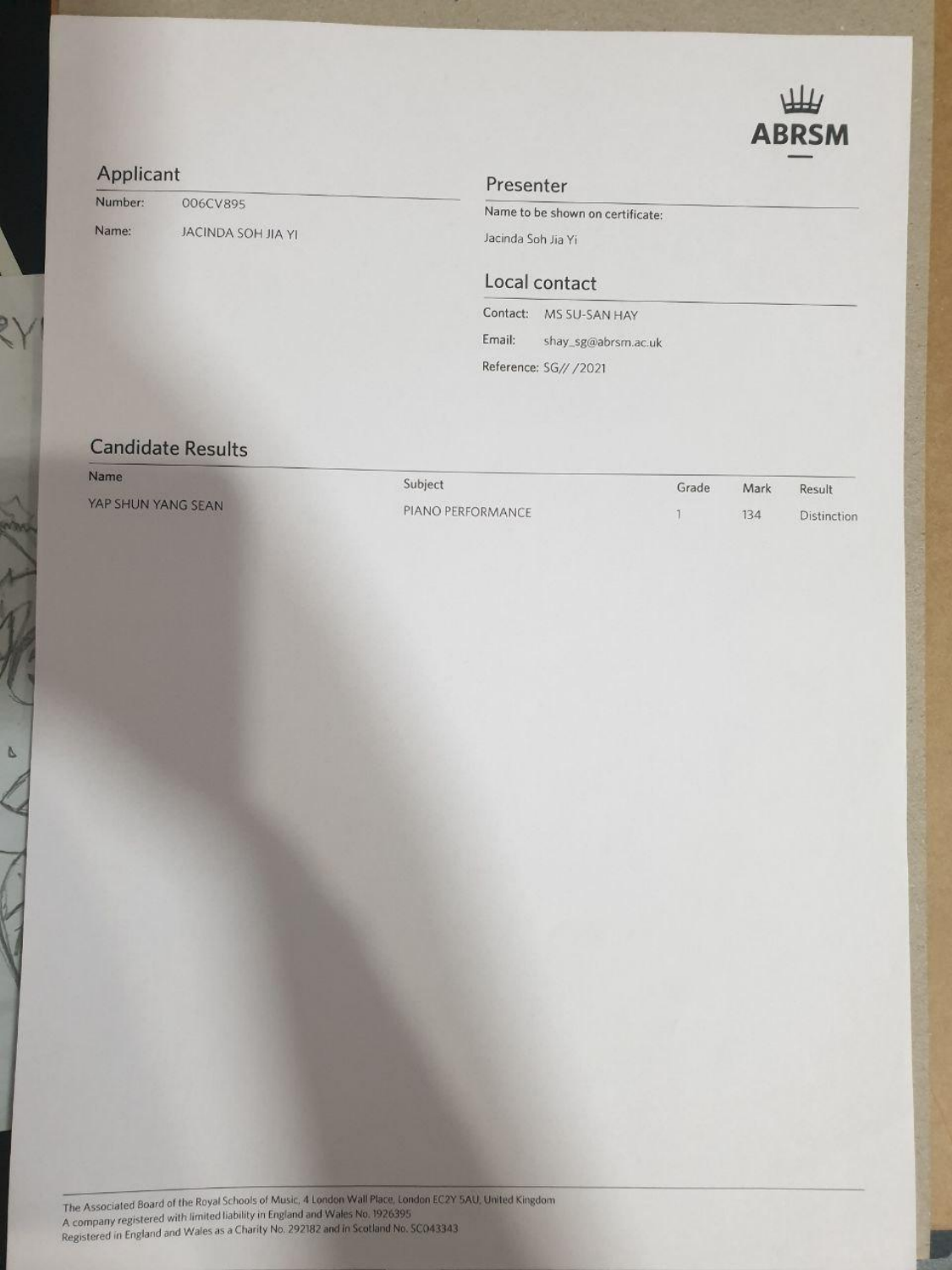ABRSM

## Applicant

Number: 006CV895

Name: JACINDA SOH JIA YI

## Presenter

Name to be shown on certificate:

Jacinda Soh Jia Yi

## Local contact

Contact: MS SU-SAN HAY

Email: shay_sg@abrsm.ac.uk

Reference: SG// /2021

## Candidate Results

| Name | Subject | Grade | Mark | Result |
| --- | --- | --- | --- | --- |
| YAP SHUN YANG SEAN | PIANO PERFORMANCE | 1 | 134 | Distinction |

The Associated Board of the Royal Schools of Music, 4 London Wall Place, London EC2Y 5AU, United Kingdom
A company registered with limited liability in England and Wales No. 1926395
Registered in England and Wales as a Charity No. 292182 and in Scotland No. SC043343